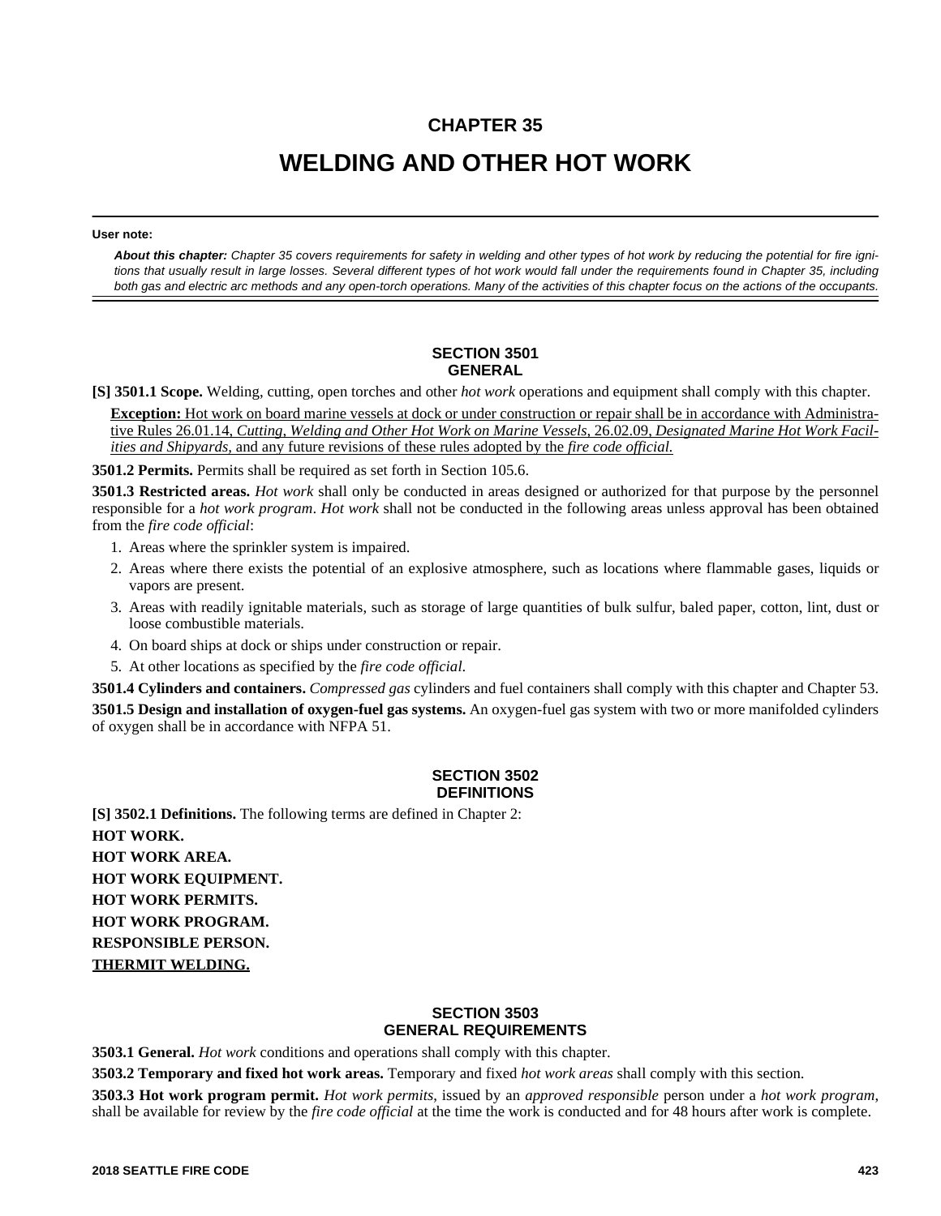# CHAPTER 35

# WELDING AND OTHER HOT WORK

**User note:**

***About this chapter:*** *Chapter 35 covers requirements for safety in welding and other types of hot work by reducing the potential for fire ignitions that usually result in large losses. Several different types of hot work would fall under the requirements found in Chapter 35, including both gas and electric arc methods and any open-torch operations. Many of the activities of this chapter focus on the actions of the occupants.*

## SECTION 3501 GENERAL

**[S] 3501.1 Scope.** Welding, cutting, open torches and other *hot work* operations and equipment shall comply with this chapter.

<u>**Exception:** Hot work on board marine vessels at dock or under construction or repair shall be in accordance with Administrative Rules 26.01.14, *Cutting, Welding and Other Hot Work on Marine Vessels*, 26.02.09, *Designated Marine Hot Work Facilities and Shipyards,* and any future revisions of these rules adopted by the *fire code official.*</u>

**3501.2 Permits.** Permits shall be required as set forth in Section 105.6.

**3501.3 Restricted areas.** *Hot work* shall only be conducted in areas designed or authorized for that purpose by the personnel responsible for a *hot work program*. *Hot work* shall not be conducted in the following areas unless approval has been obtained from the *fire code official*:

1. Areas where the sprinkler system is impaired.
2. Areas where there exists the potential of an explosive atmosphere, such as locations where flammable gases, liquids or vapors are present.
3. Areas with readily ignitable materials, such as storage of large quantities of bulk sulfur, baled paper, cotton, lint, dust or loose combustible materials.
4. On board ships at dock or ships under construction or repair.
5. At other locations as specified by the *fire code official*.

**3501.4 Cylinders and containers.** *Compressed gas* cylinders and fuel containers shall comply with this chapter and Chapter 53.

**3501.5 Design and installation of oxygen-fuel gas systems.** An oxygen-fuel gas system with two or more manifolded cylinders of oxygen shall be in accordance with NFPA 51.

## SECTION 3502 DEFINITIONS

**[S] 3502.1 Definitions.** The following terms are defined in Chapter 2:

**HOT WORK.**

**HOT WORK AREA.**

**HOT WORK EQUIPMENT.**

**HOT WORK PERMITS.**

**HOT WORK PROGRAM.**

**RESPONSIBLE PERSON.**

<u>**THERMIT WELDING.**</u>

## SECTION 3503 GENERAL REQUIREMENTS

**3503.1 General.** *Hot work* conditions and operations shall comply with this chapter.

**3503.2 Temporary and fixed hot work areas.** Temporary and fixed *hot work areas* shall comply with this section.

**3503.3 Hot work program permit.** *Hot work permits*, issued by an *approved responsible* person under a *hot work program*, shall be available for review by the *fire code official* at the time the work is conducted and for 48 hours after work is complete.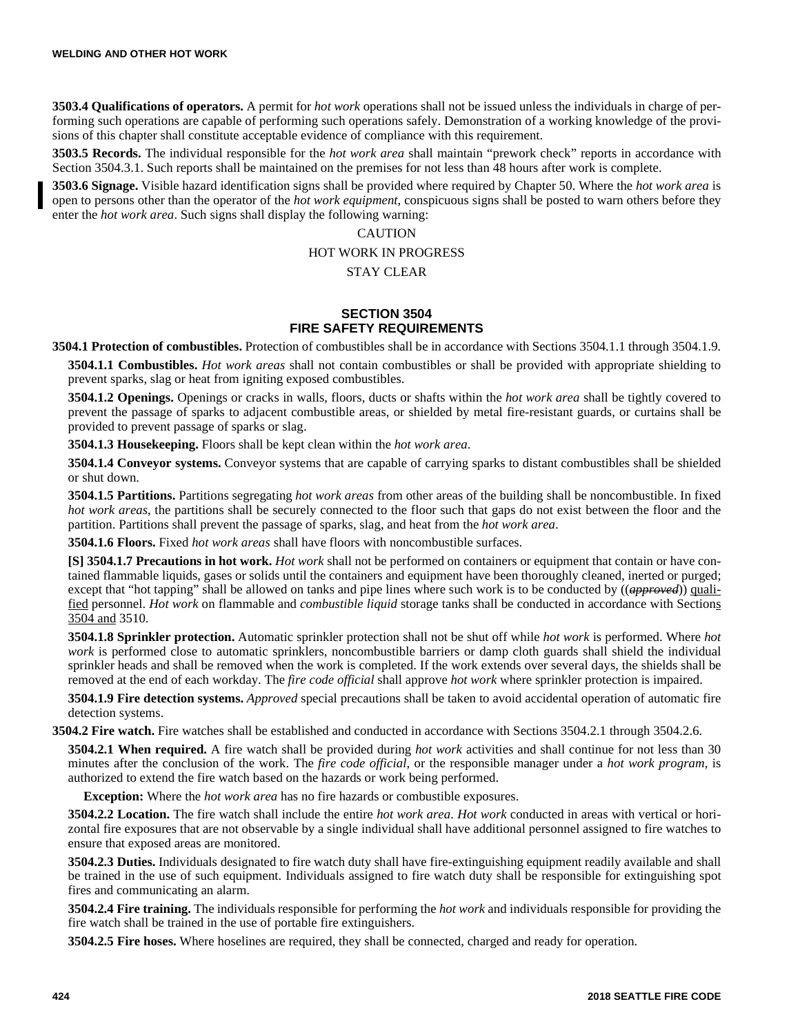**3503.4 Qualifications of operators.** A permit for *hot work* operations shall not be issued unless the individuals in charge of performing such operations are capable of performing such operations safely. Demonstration of a working knowledge of the provisions of this chapter shall constitute acceptable evidence of compliance with this requirement.

**3503.5 Records.** The individual responsible for the *hot work area* shall maintain "prework check" reports in accordance with Section 3504.3.1. Such reports shall be maintained on the premises for not less than 48 hours after work is complete.

**3503.6 Signage.** Visible hazard identification signs shall be provided where required by Chapter 50. Where the *hot work area* is open to persons other than the operator of the *hot work equipment*, conspicuous signs shall be posted to warn others before they enter the *hot work area*. Such signs shall display the following warning:

CAUTION

HOT WORK IN PROGRESS

STAY CLEAR

## SECTION 3504 FIRE SAFETY REQUIREMENTS

**3504.1 Protection of combustibles.** Protection of combustibles shall be in accordance with Sections 3504.1.1 through 3504.1.9.

**3504.1.1 Combustibles.** *Hot work areas* shall not contain combustibles or shall be provided with appropriate shielding to prevent sparks, slag or heat from igniting exposed combustibles.

**3504.1.2 Openings.** Openings or cracks in walls, floors, ducts or shafts within the *hot work area* shall be tightly covered to prevent the passage of sparks to adjacent combustible areas, or shielded by metal fire-resistant guards, or curtains shall be provided to prevent passage of sparks or slag.

**3504.1.3 Housekeeping.** Floors shall be kept clean within the *hot work area*.

**3504.1.4 Conveyor systems.** Conveyor systems that are capable of carrying sparks to distant combustibles shall be shielded or shut down.

**3504.1.5 Partitions.** Partitions segregating *hot work areas* from other areas of the building shall be noncombustible. In fixed *hot work areas*, the partitions shall be securely connected to the floor such that gaps do not exist between the floor and the partition. Partitions shall prevent the passage of sparks, slag, and heat from the *hot work area*.

**3504.1.6 Floors.** Fixed *hot work areas* shall have floors with noncombustible surfaces.

**[S] 3504.1.7 Precautions in hot work.** *Hot work* shall not be performed on containers or equipment that contain or have contained flammable liquids, gases or solids until the containers and equipment have been thoroughly cleaned, inerted or purged; except that "hot tapping" shall be allowed on tanks and pipe lines where such work is to be conducted by ((~~*approved*~~)) <u>qualified</u> personnel. *Hot work* on flammable and *combustible liquid* storage tanks shall be conducted in accordance with Section<u>s</u> <u>3504 and</u> 3510.

**3504.1.8 Sprinkler protection.** Automatic sprinkler protection shall not be shut off while *hot work* is performed. Where *hot work* is performed close to automatic sprinklers, noncombustible barriers or damp cloth guards shall shield the individual sprinkler heads and shall be removed when the work is completed. If the work extends over several days, the shields shall be removed at the end of each workday. The *fire code official* shall approve *hot work* where sprinkler protection is impaired.

**3504.1.9 Fire detection systems.** *Approved* special precautions shall be taken to avoid accidental operation of automatic fire detection systems.

**3504.2 Fire watch.** Fire watches shall be established and conducted in accordance with Sections 3504.2.1 through 3504.2.6.

**3504.2.1 When required.** A fire watch shall be provided during *hot work* activities and shall continue for not less than 30 minutes after the conclusion of the work. The *fire code official*, or the responsible manager under a *hot work program*, is authorized to extend the fire watch based on the hazards or work being performed.

**Exception:** Where the *hot work area* has no fire hazards or combustible exposures.

**3504.2.2 Location.** The fire watch shall include the entire *hot work area*. *Hot work* conducted in areas with vertical or horizontal fire exposures that are not observable by a single individual shall have additional personnel assigned to fire watches to ensure that exposed areas are monitored.

**3504.2.3 Duties.** Individuals designated to fire watch duty shall have fire-extinguishing equipment readily available and shall be trained in the use of such equipment. Individuals assigned to fire watch duty shall be responsible for extinguishing spot fires and communicating an alarm.

**3504.2.4 Fire training.** The individuals responsible for performing the *hot work* and individuals responsible for providing the fire watch shall be trained in the use of portable fire extinguishers.

**3504.2.5 Fire hoses.** Where hoselines are required, they shall be connected, charged and ready for operation.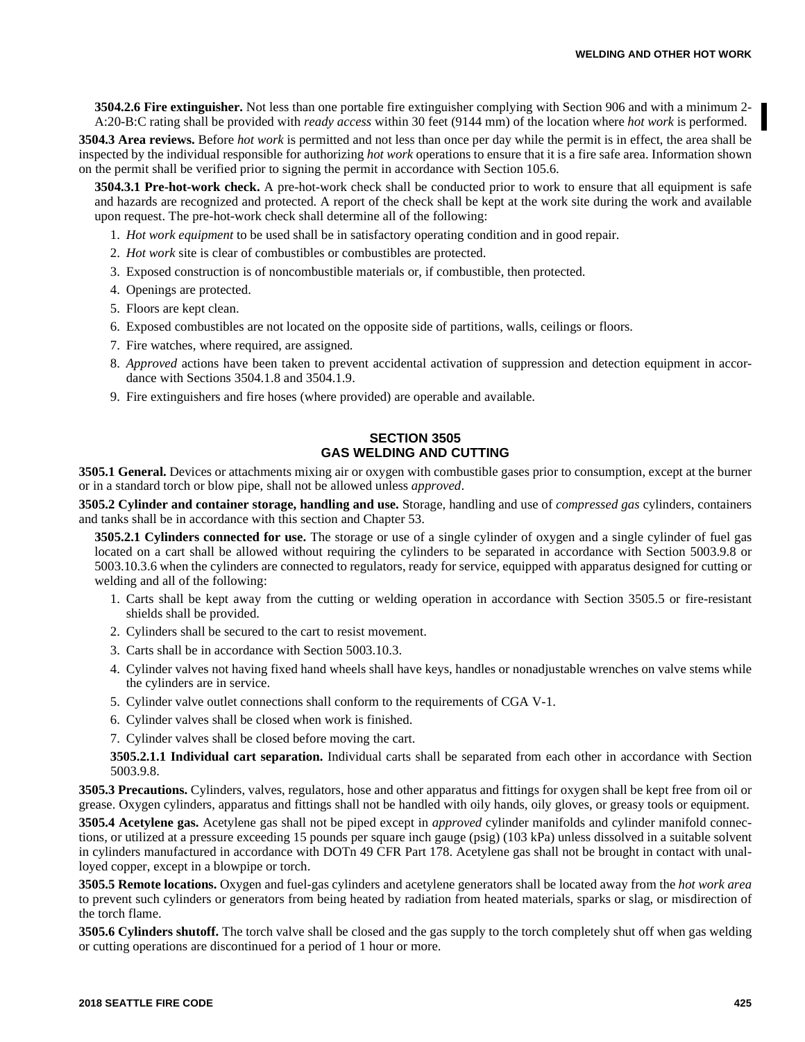**3504.2.6 Fire extinguisher.** Not less than one portable fire extinguisher complying with Section 906 and with a minimum 2-A:20-B:C rating shall be provided with *ready access* within 30 feet (9144 mm) of the location where *hot work* is performed.

**3504.3 Area reviews.** Before *hot work* is permitted and not less than once per day while the permit is in effect, the area shall be inspected by the individual responsible for authorizing *hot work* operations to ensure that it is a fire safe area. Information shown on the permit shall be verified prior to signing the permit in accordance with Section 105.6.

**3504.3.1 Pre-hot-work check.** A pre-hot-work check shall be conducted prior to work to ensure that all equipment is safe and hazards are recognized and protected. A report of the check shall be kept at the work site during the work and available upon request. The pre-hot-work check shall determine all of the following:

1. *Hot work equipment* to be used shall be in satisfactory operating condition and in good repair.
2. *Hot work* site is clear of combustibles or combustibles are protected.
3. Exposed construction is of noncombustible materials or, if combustible, then protected.
4. Openings are protected.
5. Floors are kept clean.
6. Exposed combustibles are not located on the opposite side of partitions, walls, ceilings or floors.
7. Fire watches, where required, are assigned.
8. *Approved* actions have been taken to prevent accidental activation of suppression and detection equipment in accordance with Sections 3504.1.8 and 3504.1.9.
9. Fire extinguishers and fire hoses (where provided) are operable and available.

## SECTION 3505
## GAS WELDING AND CUTTING

**3505.1 General.** Devices or attachments mixing air or oxygen with combustible gases prior to consumption, except at the burner or in a standard torch or blow pipe, shall not be allowed unless *approved*.

**3505.2 Cylinder and container storage, handling and use.** Storage, handling and use of *compressed gas* cylinders, containers and tanks shall be in accordance with this section and Chapter 53.

**3505.2.1 Cylinders connected for use.** The storage or use of a single cylinder of oxygen and a single cylinder of fuel gas located on a cart shall be allowed without requiring the cylinders to be separated in accordance with Section 5003.9.8 or 5003.10.3.6 when the cylinders are connected to regulators, ready for service, equipped with apparatus designed for cutting or welding and all of the following:

1. Carts shall be kept away from the cutting or welding operation in accordance with Section 3505.5 or fire-resistant shields shall be provided.
2. Cylinders shall be secured to the cart to resist movement.
3. Carts shall be in accordance with Section 5003.10.3.
4. Cylinder valves not having fixed hand wheels shall have keys, handles or nonadjustable wrenches on valve stems while the cylinders are in service.
5. Cylinder valve outlet connections shall conform to the requirements of CGA V-1.
6. Cylinder valves shall be closed when work is finished.
7. Cylinder valves shall be closed before moving the cart.

**3505.2.1.1 Individual cart separation.** Individual carts shall be separated from each other in accordance with Section 5003.9.8.

**3505.3 Precautions.** Cylinders, valves, regulators, hose and other apparatus and fittings for oxygen shall be kept free from oil or grease. Oxygen cylinders, apparatus and fittings shall not be handled with oily hands, oily gloves, or greasy tools or equipment.

**3505.4 Acetylene gas.** Acetylene gas shall not be piped except in *approved* cylinder manifolds and cylinder manifold connections, or utilized at a pressure exceeding 15 pounds per square inch gauge (psig) (103 kPa) unless dissolved in a suitable solvent in cylinders manufactured in accordance with DOTn 49 CFR Part 178. Acetylene gas shall not be brought in contact with unalloyed copper, except in a blowpipe or torch.

**3505.5 Remote locations.** Oxygen and fuel-gas cylinders and acetylene generators shall be located away from the *hot work area* to prevent such cylinders or generators from being heated by radiation from heated materials, sparks or slag, or misdirection of the torch flame.

**3505.6 Cylinders shutoff.** The torch valve shall be closed and the gas supply to the torch completely shut off when gas welding or cutting operations are discontinued for a period of 1 hour or more.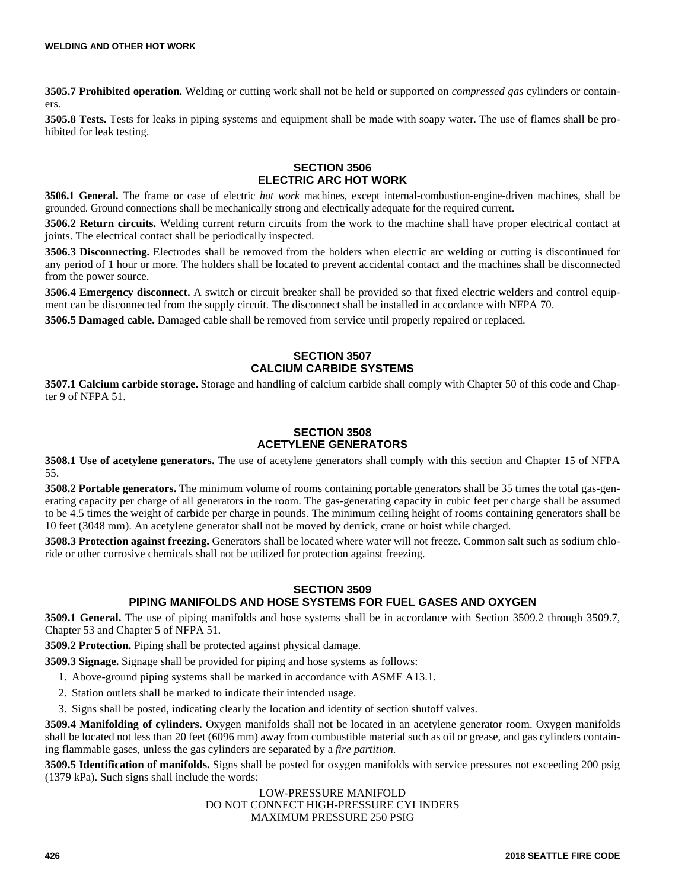**3505.7 Prohibited operation.** Welding or cutting work shall not be held or supported on *compressed gas* cylinders or containers.

**3505.8 Tests.** Tests for leaks in piping systems and equipment shall be made with soapy water. The use of flames shall be prohibited for leak testing.

## SECTION 3506 ELECTRIC ARC HOT WORK

**3506.1 General.** The frame or case of electric *hot work* machines, except internal-combustion-engine-driven machines, shall be grounded. Ground connections shall be mechanically strong and electrically adequate for the required current.

**3506.2 Return circuits.** Welding current return circuits from the work to the machine shall have proper electrical contact at joints. The electrical contact shall be periodically inspected.

**3506.3 Disconnecting.** Electrodes shall be removed from the holders when electric arc welding or cutting is discontinued for any period of 1 hour or more. The holders shall be located to prevent accidental contact and the machines shall be disconnected from the power source.

**3506.4 Emergency disconnect.** A switch or circuit breaker shall be provided so that fixed electric welders and control equipment can be disconnected from the supply circuit. The disconnect shall be installed in accordance with NFPA 70.

**3506.5 Damaged cable.** Damaged cable shall be removed from service until properly repaired or replaced.

## SECTION 3507 CALCIUM CARBIDE SYSTEMS

**3507.1 Calcium carbide storage.** Storage and handling of calcium carbide shall comply with Chapter 50 of this code and Chapter 9 of NFPA 51.

## SECTION 3508 ACETYLENE GENERATORS

**3508.1 Use of acetylene generators.** The use of acetylene generators shall comply with this section and Chapter 15 of NFPA 55.

**3508.2 Portable generators.** The minimum volume of rooms containing portable generators shall be 35 times the total gas-generating capacity per charge of all generators in the room. The gas-generating capacity in cubic feet per charge shall be assumed to be 4.5 times the weight of carbide per charge in pounds. The minimum ceiling height of rooms containing generators shall be 10 feet (3048 mm). An acetylene generator shall not be moved by derrick, crane or hoist while charged.

**3508.3 Protection against freezing.** Generators shall be located where water will not freeze. Common salt such as sodium chloride or other corrosive chemicals shall not be utilized for protection against freezing.

## SECTION 3509 PIPING MANIFOLDS AND HOSE SYSTEMS FOR FUEL GASES AND OXYGEN

**3509.1 General.** The use of piping manifolds and hose systems shall be in accordance with Section 3509.2 through 3509.7, Chapter 53 and Chapter 5 of NFPA 51.

**3509.2 Protection.** Piping shall be protected against physical damage.

**3509.3 Signage.** Signage shall be provided for piping and hose systems as follows:

1. Above-ground piping systems shall be marked in accordance with ASME A13.1.
2. Station outlets shall be marked to indicate their intended usage.
3. Signs shall be posted, indicating clearly the location and identity of section shutoff valves.

**3509.4 Manifolding of cylinders.** Oxygen manifolds shall not be located in an acetylene generator room. Oxygen manifolds shall be located not less than 20 feet (6096 mm) away from combustible material such as oil or grease, and gas cylinders containing flammable gases, unless the gas cylinders are separated by a *fire partition*.

**3509.5 Identification of manifolds.** Signs shall be posted for oxygen manifolds with service pressures not exceeding 200 psig (1379 kPa). Such signs shall include the words:

LOW-PRESSURE MANIFOLD
DO NOT CONNECT HIGH-PRESSURE CYLINDERS
MAXIMUM PRESSURE 250 PSIG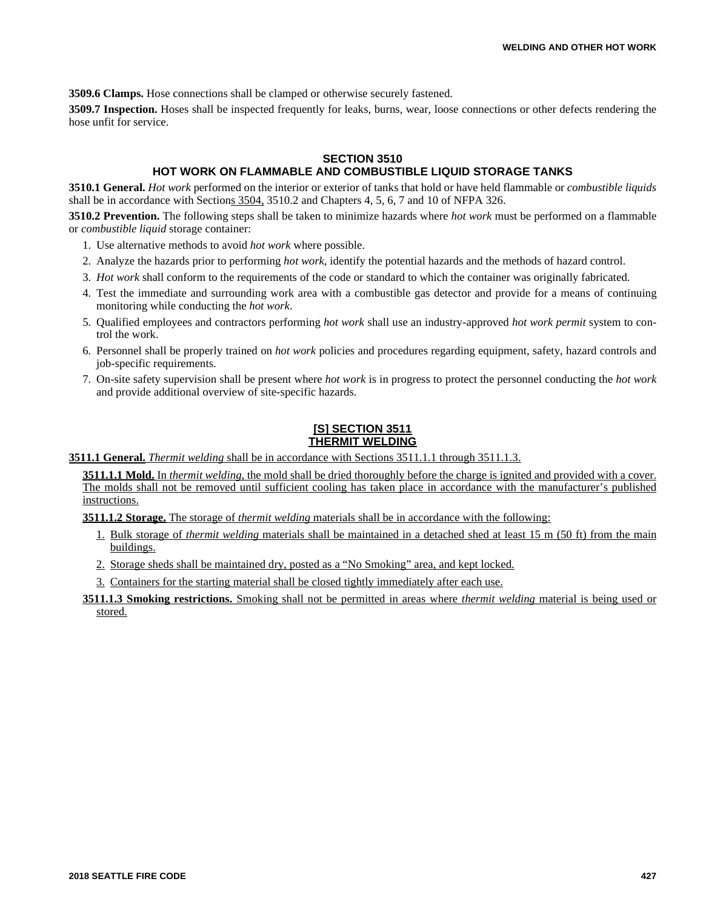**3509.6 Clamps.** Hose connections shall be clamped or otherwise securely fastened.

**3509.7 Inspection.** Hoses shall be inspected frequently for leaks, burns, wear, loose connections or other defects rendering the hose unfit for service.

## SECTION 3510
## HOT WORK ON FLAMMABLE AND COMBUSTIBLE LIQUID STORAGE TANKS

**3510.1 General.** *Hot work* performed on the interior or exterior of tanks that hold or have held flammable or *combustible liquids* shall be in accordance with Sections 3504, 3510.2 and Chapters 4, 5, 6, 7 and 10 of NFPA 326.

**3510.2 Prevention.** The following steps shall be taken to minimize hazards where *hot work* must be performed on a flammable or *combustible liquid* storage container:

1. Use alternative methods to avoid *hot work* where possible.
2. Analyze the hazards prior to performing *hot work*, identify the potential hazards and the methods of hazard control.
3. *Hot work* shall conform to the requirements of the code or standard to which the container was originally fabricated.
4. Test the immediate and surrounding work area with a combustible gas detector and provide for a means of continuing monitoring while conducting the *hot work*.
5. Qualified employees and contractors performing *hot work* shall use an industry-approved *hot work permit* system to control the work.
6. Personnel shall be properly trained on *hot work* policies and procedures regarding equipment, safety, hazard controls and job-specific requirements.
7. On-site safety supervision shall be present where *hot work* is in progress to protect the personnel conducting the *hot work* and provide additional overview of site-specific hazards.

## [S] SECTION 3511
## THERMIT WELDING

**3511.1 General.** *Thermit welding* shall be in accordance with Sections 3511.1.1 through 3511.1.3.

**3511.1.1 Mold.** In *thermit welding*, the mold shall be dried thoroughly before the charge is ignited and provided with a cover. The molds shall not be removed until sufficient cooling has taken place in accordance with the manufacturer's published instructions.

**3511.1.2 Storage.** The storage of *thermit welding* materials shall be in accordance with the following:

1. Bulk storage of *thermit welding* materials shall be maintained in a detached shed at least 15 m (50 ft) from the main buildings.
2. Storage sheds shall be maintained dry, posted as a "No Smoking" area, and kept locked.
3. Containers for the starting material shall be closed tightly immediately after each use.

**3511.1.3 Smoking restrictions.** Smoking shall not be permitted in areas where *thermit welding* material is being used or stored.